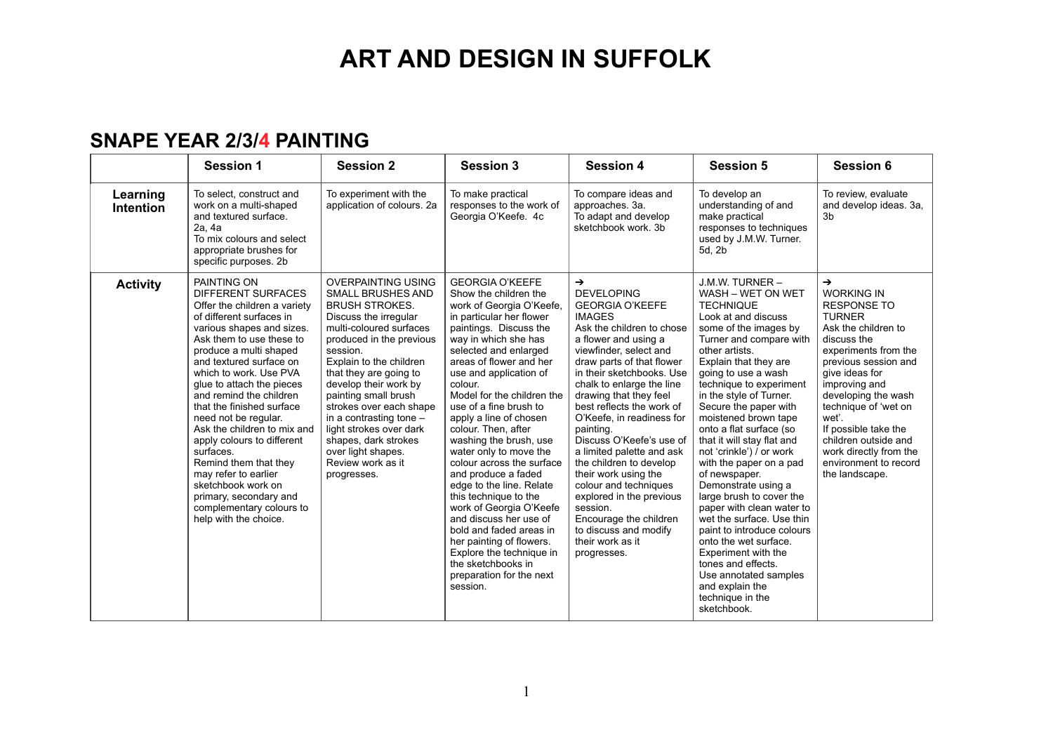# ART AND DESIGN IN SUFFOLK

## SNAPE YEAR 2/3/4 PAINTING

| | Session 1 | Session 2 | Session 3 | Session 4 | Session 5 | Session 6 |
|---|---|---|---|---|---|---|
| **Learning Intention** | To select, construct and work on a multi-shaped and textured surface. 2a, 4a<br>To mix colours and select appropriate brushes for specific purposes. 2b | To experiment with the application of colours. 2a | To make practical responses to the work of Georgia O'Keefe. 4c | To compare ideas and approaches. 3a.<br>To adapt and develop sketchbook work. 3b | To develop an understanding of and make practical responses to techniques used by J.M.W. Turner. 5d, 2b | To review, evaluate and develop ideas. 3a, 3b |
| **Activity** | PAINTING ON DIFFERENT SURFACES<br>Offer the children a variety of different surfaces in various shapes and sizes. Ask them to use these to produce a multi shaped and textured surface on which to work. Use PVA glue to attach the pieces and remind the children that the finished surface need not be regular.<br>Ask the children to mix and apply colours to different surfaces.<br>Remind them that they may refer to earlier sketchbook work on primary, secondary and complementary colours to help with the choice. | OVERPAINTING USING SMALL BRUSHES AND BRUSH STROKES.<br>Discuss the irregular multi-coloured surfaces produced in the previous session.<br>Explain to the children that they are going to develop their work by painting small brush strokes over each shape in a contrasting tone – light strokes over dark shapes, dark strokes over light shapes.<br>Review work as it progresses. | GEORGIA O'KEEFE<br>Show the children the work of Georgia O'Keefe, in particular her flower paintings. Discuss the way in which she has selected and enlarged areas of flower and her use and application of colour.<br>Model for the children the use of a fine brush to apply a line of chosen colour. Then, after washing the brush, use water only to move the colour across the surface and produce a faded edge to the line. Relate this technique to the work of Georgia O'Keefe and discuss her use of bold and faded areas in her painting of flowers.<br>Explore the technique in the sketchbooks in preparation for the next session. | →<br>DEVELOPING GEORGIA O'KEEFE IMAGES<br>Ask the children to chose a flower and using a viewfinder, select and draw parts of that flower in their sketchbooks. Use chalk to enlarge the line drawing that they feel best reflects the work of O'Keefe, in readiness for painting.<br>Discuss O'Keefe's use of a limited palette and ask the children to develop their work using the colour and techniques explored in the previous session.<br>Encourage the children to discuss and modify their work as it progresses. | J.M.W. TURNER – WASH – WET ON WET TECHNIQUE<br>Look at and discuss some of the images by Turner and compare with other artists.<br>Explain that they are going to use a wash technique to experiment in the style of Turner.<br>Secure the paper with moistened brown tape onto a flat surface (so that it will stay flat and not 'crinkle') / or work with the paper on a pad of newspaper.<br>Demonstrate using a large brush to cover the paper with clean water to wet the surface. Use thin paint to introduce colours onto the wet surface.<br>Experiment with the tones and effects.<br>Use annotated samples and explain the technique in the sketchbook. | →<br>WORKING IN RESPONSE TO TURNER<br>Ask the children to discuss the experiments from the previous session and give ideas for improving and developing the wash technique of 'wet on wet'.<br>If possible take the children outside and work directly from the environment to record the landscape. |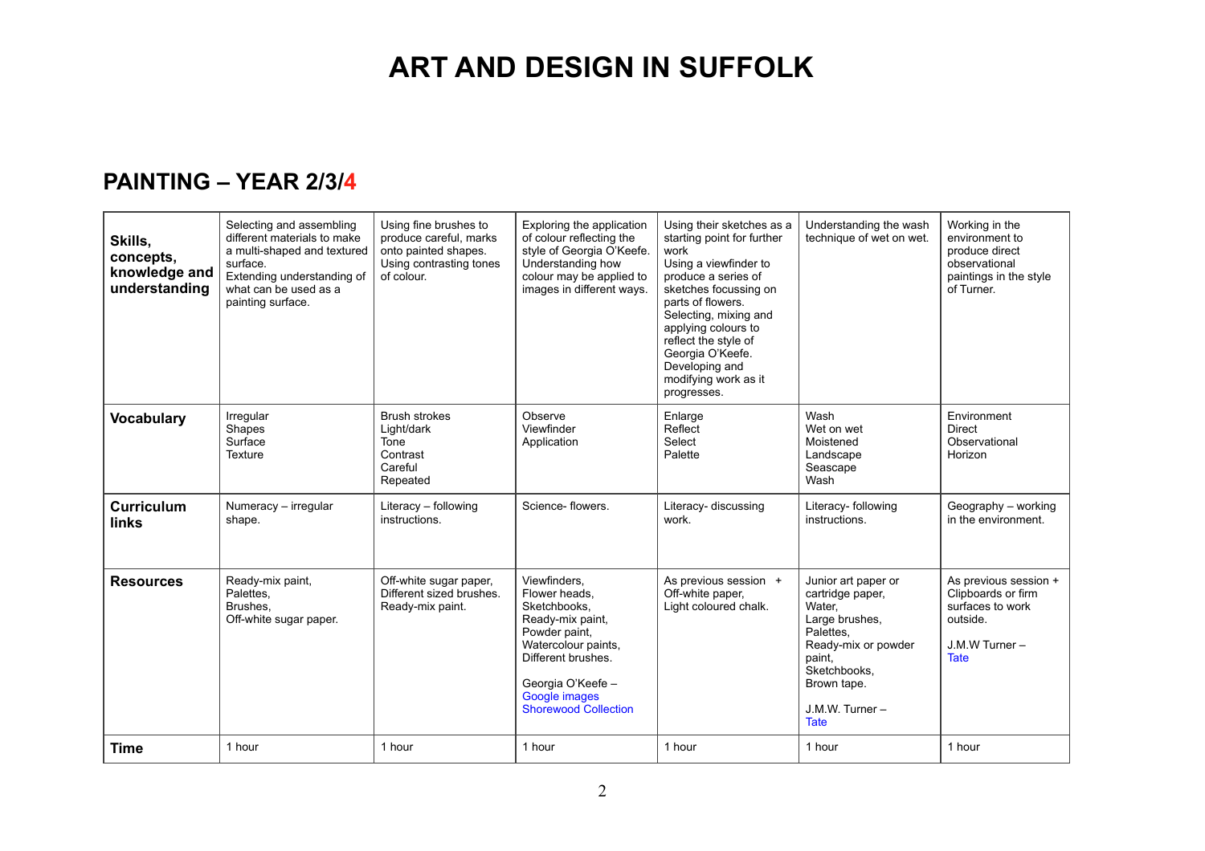# ART AND DESIGN IN SUFFOLK

## PAINTING – YEAR 2/3/4

| | | | | | | |
|---|---|---|---|---|---|---|
| **Skills, concepts, knowledge and understanding** | Selecting and assembling different materials to make a multi-shaped and textured surface.<br>Extending understanding of what can be used as a painting surface. | Using fine brushes to produce careful, marks onto painted shapes.<br>Using contrasting tones of colour. | Exploring the application of colour reflecting the style of Georgia O'Keefe.<br>Understanding how colour may be applied to images in different ways. | Using their sketches as a starting point for further work<br>Using a viewfinder to produce a series of sketches focussing on parts of flowers.<br>Selecting, mixing and applying colours to reflect the style of Georgia O'Keefe.<br>Developing and modifying work as it progresses. | Understanding the wash technique of wet on wet. | Working in the environment to produce direct observational paintings in the style of Turner. |
| **Vocabulary** | Irregular<br>Shapes<br>Surface<br>Texture | Brush strokes<br>Light/dark<br>Tone<br>Contrast<br>Careful<br>Repeated | Observe<br>Viewfinder<br>Application | Enlarge<br>Reflect<br>Select<br>Palette | Wash<br>Wet on wet<br>Moistened<br>Landscape<br>Seascape<br>Wash | Environment<br>Direct<br>Observational<br>Horizon |
| **Curriculum links** | Numeracy – irregular shape. | Literacy – following instructions. | Science- flowers. | Literacy- discussing work. | Literacy- following instructions. | Geography – working in the environment. |
| **Resources** | Ready-mix paint,<br>Palettes,<br>Brushes,<br>Off-white sugar paper. | Off-white sugar paper,<br>Different sized brushes.<br>Ready-mix paint. | Viewfinders,<br>Flower heads,<br>Sketchbooks,<br>Ready-mix paint,<br>Powder paint,<br>Watercolour paints,<br>Different brushes.<br><br>Georgia O'Keefe –<br>Google images<br>Shorewood Collection | As previous session +<br>Off-white paper,<br>Light coloured chalk. | Junior art paper or cartridge paper,<br>Water,<br>Large brushes,<br>Palettes,<br>Ready-mix or powder paint,<br>Sketchbooks,<br>Brown tape.<br><br>J.M.W. Turner –<br>Tate | As previous session +<br>Clipboards or firm surfaces to work outside.<br><br>J.M.W Turner –<br>Tate |
| **Time** | 1 hour | 1 hour | 1 hour | 1 hour | 1 hour | 1 hour |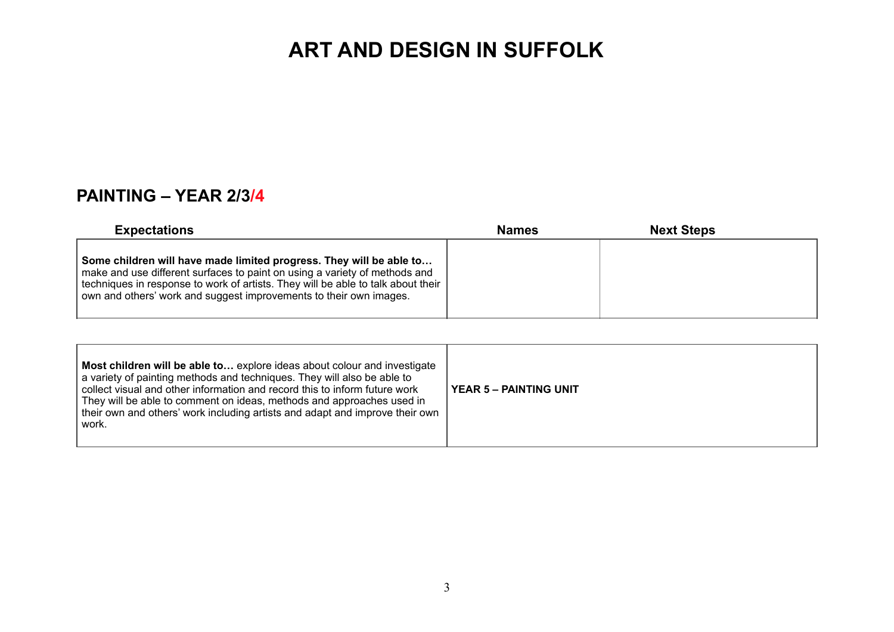# ART AND DESIGN IN SUFFOLK

## PAINTING – YEAR 2/3/4

| Expectations | Names | Next Steps |
|---|---|---|
| **Some children will have made limited progress. They will be able to…** make and use different surfaces to paint on using a variety of methods and techniques in response to work of artists. They will be able to talk about their own and others' work and suggest improvements to their own images. | | |

| | |
|---|---|
| **Most children will be able to…** explore ideas about colour and investigate a variety of painting methods and techniques. They will also be able to collect visual and other information and record this to inform future work They will be able to comment on ideas, methods and approaches used in their own and others' work including artists and adapt and improve their own work. | **YEAR 5 – PAINTING UNIT** |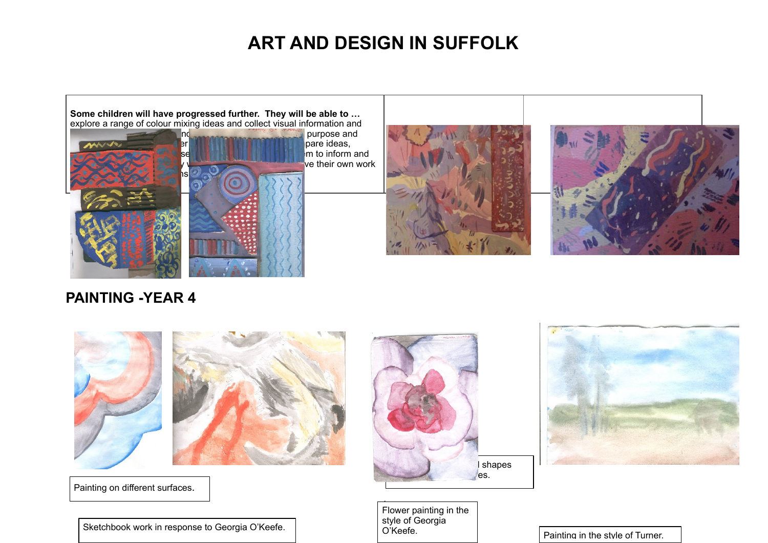# ART AND DESIGN IN SUFFOLK

**Some children will have progressed further. They will be able to …**
explore a range of colour mixing ideas and collect visual information and
nd purpose and
er pare ideas,
se m to inform and
y v ve their own work
ns

## PAINTING -YEAR 4

l shapes
es.

Painting on different surfaces.

Sketchbook work in response to Georgia O'Keefe.

Flower painting in the style of Georgia O'Keefe.

Painting in the style of Turner.